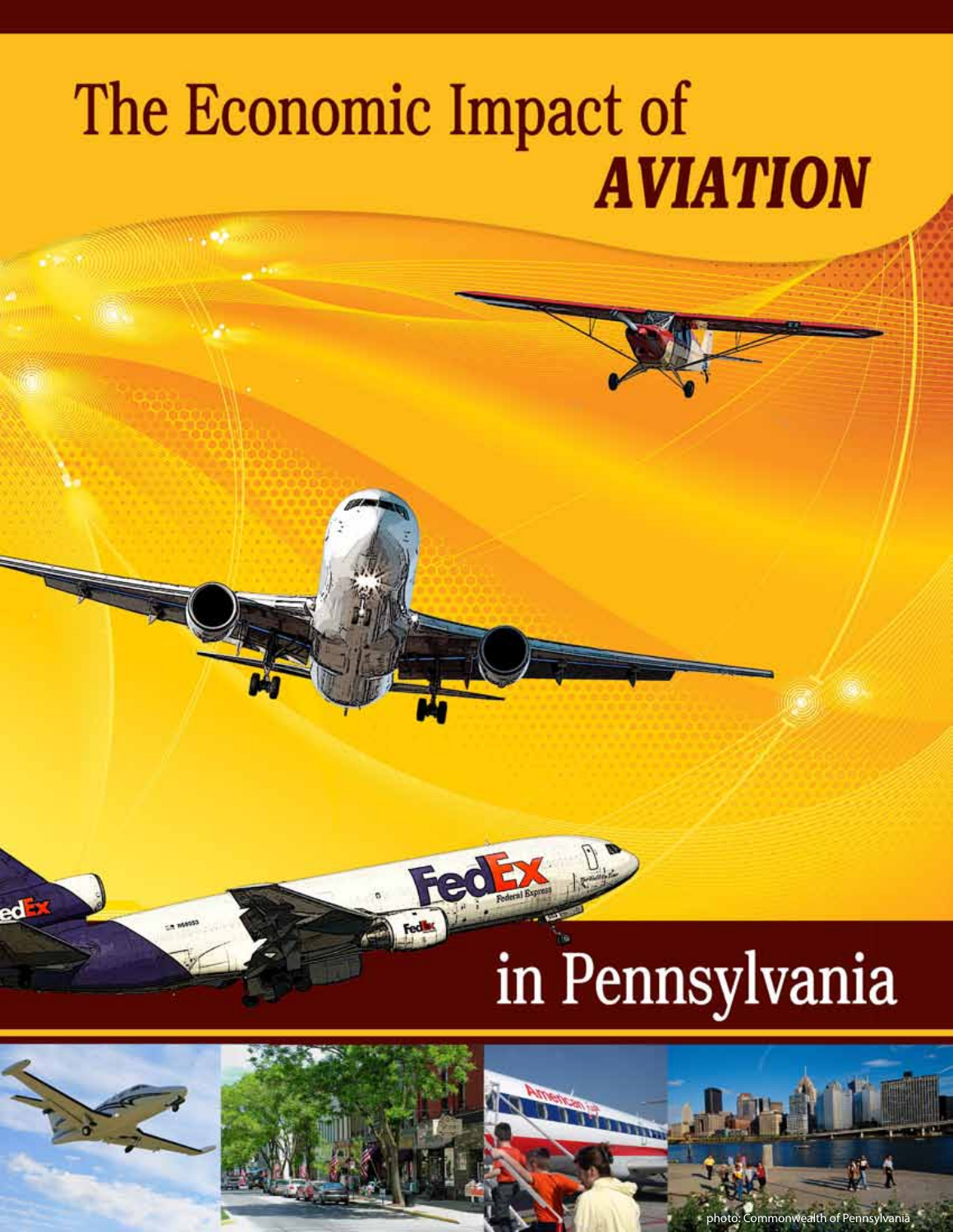# The Economic Impact of *AVIATION* in Pennsylvania

photo: Commonwealth of Pennsylvania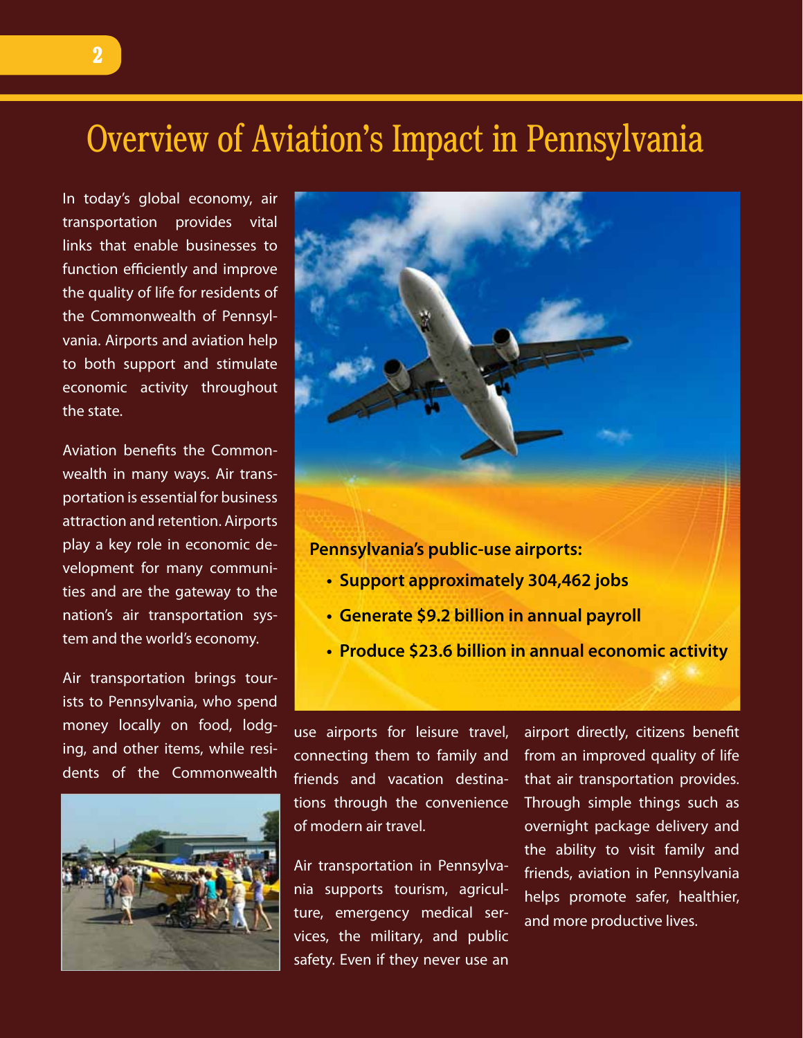# Overview of Aviation's Impact in Pennsylvania

In today's global economy, air transportation provides vital links that enable businesses to function efficiently and improve the quality of life for residents of the Commonwealth of Pennsylvania. Airports and aviation help to both support and stimulate economic activity throughout the state.

Aviation benefits the Commonwealth in many ways. Air transportation is essential for business attraction and retention. Airports play a key role in economic development for many communities and are the gateway to the nation's air transportation system and the world's economy.

**Pennsylvania's public-use airports:**

- **Support approximately 304,462 jobs**
- **Generate $9.2 billion in annual payroll**
- **Produce $23.6 billion in annual economic activity**

Air transportation brings tourists to Pennsylvania, who spend money locally on food, lodging, and other items, while residents of the Commonwealth use airports for leisure travel, connecting them to family and friends and vacation destinations through the convenience of modern air travel.

Air transportation in Pennsylvania supports tourism, agriculture, emergency medical services, the military, and public safety. Even if they never use an airport directly, citizens benefit from an improved quality of life that air transportation provides. Through simple things such as overnight package delivery and the ability to visit family and friends, aviation in Pennsylvania helps promote safer, healthier, and more productive lives.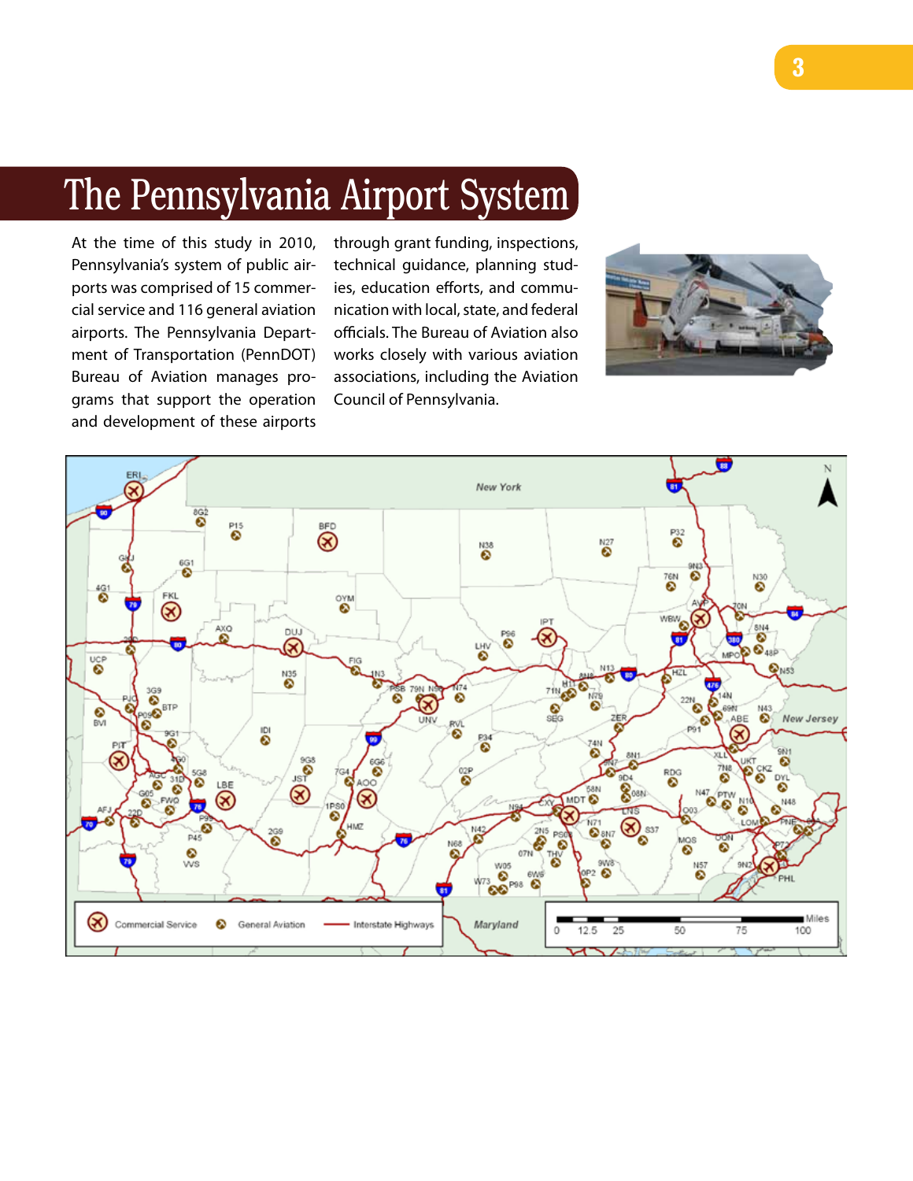# The Pennsylvania Airport System

At the time of this study in 2010, Pennsylvania's system of public airports was comprised of 15 commercial service and 116 general aviation airports. The Pennsylvania Department of Transportation (PennDOT) Bureau of Aviation manages programs that support the operation and development of these airports through grant funding, inspections, technical guidance, planning studies, education efforts, and communication with local, state, and federal officials. The Bureau of Aviation also works closely with various aviation associations, including the Aviation Council of Pennsylvania.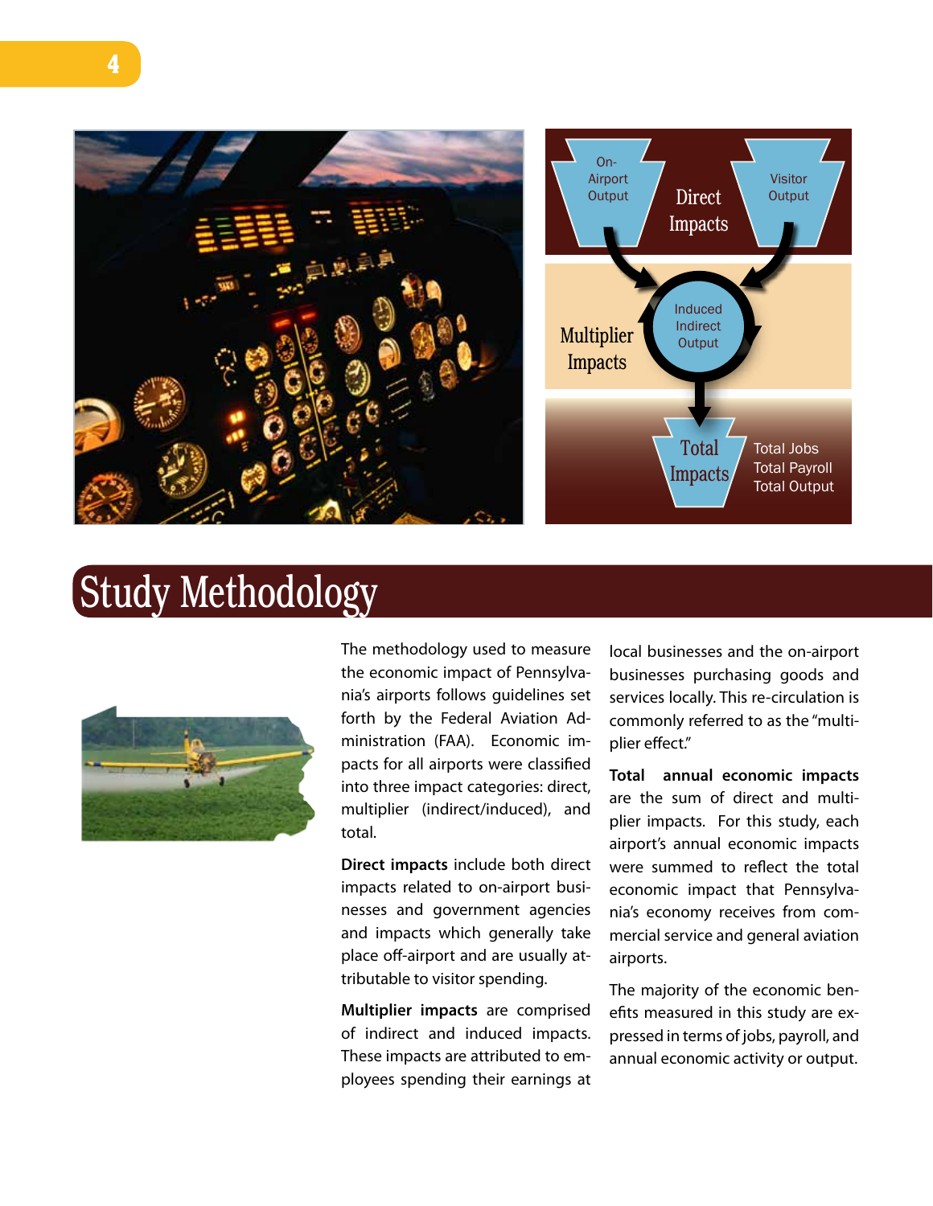On-Airport Output

Visitor Output

Direct Impacts

Multiplier Impacts

Induced Indirect Output

Total Impacts

Total Jobs
Total Payroll
Total Output

# Study Methodology

The methodology used to measure the economic impact of Pennsylvania's airports follows guidelines set forth by the Federal Aviation Administration (FAA). Economic impacts for all airports were classified into three impact categories: direct, multiplier (indirect/induced), and total.

**Direct impacts** include both direct impacts related to on-airport businesses and government agencies and impacts which generally take place off-airport and are usually attributable to visitor spending.

**Multiplier impacts** are comprised of indirect and induced impacts. These impacts are attributed to employees spending their earnings at local businesses and the on-airport businesses purchasing goods and services locally. This re-circulation is commonly referred to as the "multiplier effect."

**Total annual economic impacts** are the sum of direct and multiplier impacts. For this study, each airport's annual economic impacts were summed to reflect the total economic impact that Pennsylvania's economy receives from commercial service and general aviation airports.

The majority of the economic benefits measured in this study are expressed in terms of jobs, payroll, and annual economic activity or output.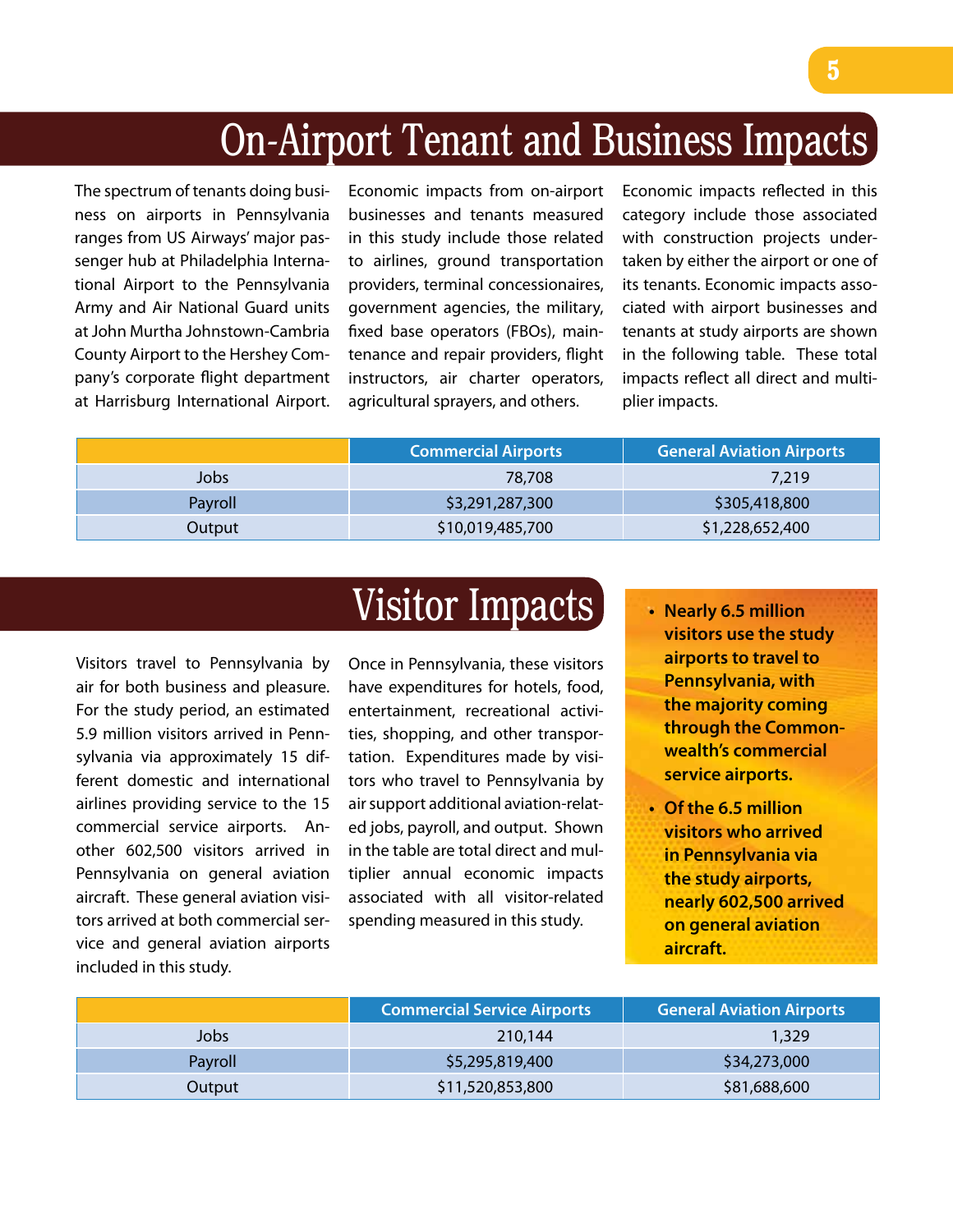# On-Airport Tenant and Business Impacts

The spectrum of tenants doing business on airports in Pennsylvania ranges from US Airways' major passenger hub at Philadelphia International Airport to the Pennsylvania Army and Air National Guard units at John Murtha Johnstown-Cambria County Airport to the Hershey Company's corporate flight department at Harrisburg International Airport.

Economic impacts from on-airport businesses and tenants measured in this study include those related to airlines, ground transportation providers, terminal concessionaires, government agencies, the military, fixed base operators (FBOs), maintenance and repair providers, flight instructors, air charter operators, agricultural sprayers, and others.

Economic impacts reflected in this category include those associated with construction projects undertaken by either the airport or one of its tenants. Economic impacts associated with airport businesses and tenants at study airports are shown in the following table. These total impacts reflect all direct and multiplier impacts.

| | Commercial Airports | General Aviation Airports |
|---|---|---|
| Jobs | 78,708 | 7,219 |
| Payroll | $3,291,287,300 | $305,418,800 |
| Output | $10,019,485,700 | $1,228,652,400 |

# Visitor Impacts

Visitors travel to Pennsylvania by air for both business and pleasure. For the study period, an estimated 5.9 million visitors arrived in Pennsylvania via approximately 15 different domestic and international airlines providing service to the 15 commercial service airports. Another 602,500 visitors arrived in Pennsylvania on general aviation aircraft. These general aviation visitors arrived at both commercial service and general aviation airports included in this study.

Once in Pennsylvania, these visitors have expenditures for hotels, food, entertainment, recreational activities, shopping, and other transportation. Expenditures made by visitors who travel to Pennsylvania by air support additional aviation-related jobs, payroll, and output. Shown in the table are total direct and multiplier annual economic impacts associated with all visitor-related spending measured in this study.

- **Nearly 6.5 million visitors use the study airports to travel to Pennsylvania, with the majority coming through the Commonwealth's commercial service airports.**
- **Of the 6.5 million visitors who arrived in Pennsylvania via the study airports, nearly 602,500 arrived on general aviation aircraft.**

| | Commercial Service Airports | General Aviation Airports |
|---|---|---|
| Jobs | 210,144 | 1,329 |
| Payroll | $5,295,819,400 | $34,273,000 |
| Output | $11,520,853,800 | $81,688,600 |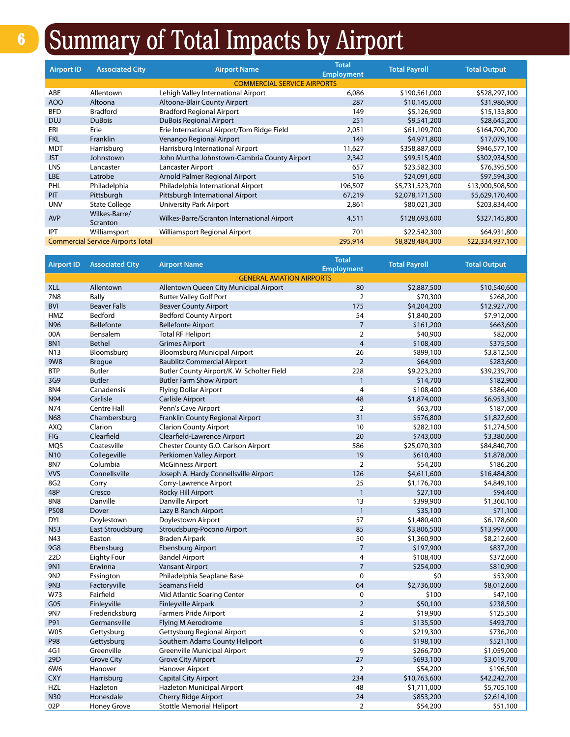# Summary of Total Impacts by Airport

| Airport ID | Associated City | Airport Name | Total Employment | Total Payroll | Total Output |
|---|---|---|---|---|---|
| COMMERCIAL SERVICE AIRPORTS | | | | | |
| ABE | Allentown | Lehigh Valley International Airport | 6,086 | $190,561,000 | $528,297,100 |
| AOO | Altoona | Altoona-Blair County Airport | 287 | $10,145,000 | $31,986,900 |
| BFD | Bradford | Bradford Regional Airport | 149 | $5,126,900 | $15,135,800 |
| DUJ | DuBois | DuBois Regional Airport | 251 | $9,541,200 | $28,645,200 |
| ERI | Erie | Erie International Airport/Tom Ridge Field | 2,051 | $61,109,700 | $164,700,700 |
| FKL | Franklin | Venango Regional Airport | 149 | $4,971,800 | $17,079,100 |
| MDT | Harrisburg | Harrisburg International Airport | 11,627 | $358,887,000 | $946,577,100 |
| JST | Johnstown | John Murtha Johnstown-Cambria County Airport | 2,342 | $99,515,400 | $302,934,500 |
| LNS | Lancaster | Lancaster Airport | 657 | $23,582,300 | $76,395,500 |
| LBE | Latrobe | Arnold Palmer Regional Airport | 516 | $24,091,600 | $97,594,300 |
| PHL | Philadelphia | Philadelphia International Airport | 196,507 | $5,731,523,700 | $13,900,508,500 |
| PIT | Pittsburgh | Pittsburgh International Airport | 67,219 | $2,078,171,500 | $5,629,170,400 |
| UNV | State College | University Park Airport | 2,861 | $80,021,300 | $203,834,400 |
| AVP | Wilkes-Barre/ Scranton | Wilkes-Barre/Scranton International Airport | 4,511 | $128,693,600 | $327,145,800 |
| IPT | Williamsport | Williamsport Regional Airport | 701 | $22,542,300 | $64,931,800 |
| Commercial Service Airports Total | | | 295,914 | $8,828,484,300 | $22,334,937,100 |

| Airport ID | Associated City | Airport Name | Total Employment | Total Payroll | Total Output |
|---|---|---|---|---|---|
| GENERAL AVIATION AIRPORTS | | | | | |
| XLL | Allentown | Allentown Queen City Municipal Airport | 80 | $2,887,500 | $10,540,600 |
| 7N8 | Bally | Butter Valley Golf Port | 2 | $70,300 | $268,200 |
| BVI | Beaver Falls | Beaver County Airport | 175 | $4,204,200 | $12,927,700 |
| HMZ | Bedford | Bedford County Airport | 54 | $1,840,200 | $7,912,000 |
| N96 | Bellefonte | Bellefonte Airport | 7 | $161,200 | $663,600 |
| 00A | Bensalem | Total RF Heliport | 2 | $40,900 | $82,000 |
| 8N1 | Bethel | Grimes Airport | 4 | $108,400 | $375,500 |
| N13 | Bloomsburg | Bloomsburg Municipal Airport | 26 | $899,100 | $3,812,500 |
| 9W8 | Brogue | Baublitz Commercial Airport | 2 | $64,900 | $283,600 |
| BTP | Butler | Butler County Airport/K. W. Scholter Field | 228 | $9,223,200 | $39,239,700 |
| 3G9 | Butler | Butler Farm Show Airport | 1 | $14,700 | $182,900 |
| 8N4 | Canadensis | Flying Dollar Airport | 4 | $108,400 | $386,400 |
| N94 | Carlisle | Carlisle Airport | 48 | $1,874,000 | $6,953,300 |
| N74 | Centre Hall | Penn's Cave Airport | 2 | $63,700 | $187,000 |
| N68 | Chambersburg | Franklin County Regional Airport | 31 | $576,800 | $1,822,600 |
| AXQ | Clarion | Clarion County Airport | 10 | $282,100 | $1,274,500 |
| FIG | Clearfield | Clearfield-Lawrence Airport | 20 | $743,000 | $3,380,600 |
| MQS | Coatesville | Chester County G.O. Carlson Airport | 586 | $25,070,300 | $84,840,700 |
| N10 | Collegeville | Perkiomen Valley Airport | 19 | $610,400 | $1,878,000 |
| 8N7 | Columbia | McGinness Airport | 2 | $54,200 | $186,200 |
| VVS | Connellsville | Joseph A. Hardy Connellsville Airport | 126 | $4,611,600 | $16,484,800 |
| 8G2 | Corry | Corry-Lawrence Airport | 25 | $1,176,700 | $4,849,100 |
| 48P | Cresco | Rocky Hill Airport | 1 | $27,100 | $94,400 |
| 8N8 | Danville | Danville Airport | 13 | $399,900 | $1,360,100 |
| PS08 | Dover | Lazy B Ranch Airport | 1 | $35,100 | $71,100 |
| DYL | Doylestown | Doylestown Airport | 57 | $1,480,400 | $6,178,600 |
| N53 | East Stroudsburg | Stroudsburg-Pocono Airport | 85 | $3,806,500 | $13,997,000 |
| N43 | Easton | Braden Airpark | 50 | $1,360,900 | $8,212,600 |
| 9G8 | Ebensburg | Ebensburg Airport | 7 | $197,900 | $837,200 |
| 22D | Eighty Four | Bandel Airport | 4 | $108,400 | $372,600 |
| 9N1 | Erwinna | Vansant Airport | 7 | $254,000 | $810,900 |
| 9N2 | Essington | Philadelphia Seaplane Base | 0 | $0 | $53,900 |
| 9N3 | Factoryville | Seamans Field | 64 | $2,736,000 | $8,012,600 |
| W73 | Fairfield | Mid Atlantic Soaring Center | 0 | $100 | $47,100 |
| G05 | Finleyville | Finleyville Airpark | 2 | $50,100 | $238,500 |
| 9N7 | Fredericksburg | Farmers Pride Airport | 2 | $19,900 | $125,500 |
| P91 | Germansville | Flying M Aerodrome | 5 | $135,500 | $493,700 |
| W05 | Gettysburg | Gettysburg Regional Airport | 9 | $219,300 | $736,200 |
| P98 | Gettysburg | Southern Adams County Heliport | 6 | $198,100 | $521,100 |
| 4G1 | Greenville | Greenville Municipal Airport | 9 | $266,700 | $1,059,000 |
| 29D | Grove City | Grove City Airport | 27 | $693,100 | $3,019,700 |
| 6W6 | Hanover | Hanover Airport | 2 | $54,200 | $196,500 |
| CXY | Harrisburg | Capital City Airport | 234 | $10,763,600 | $42,242,700 |
| HZL | Hazleton | Hazleton Municipal Airport | 48 | $1,711,000 | $5,705,100 |
| N30 | Honesdale | Cherry Ridge Airport | 24 | $853,200 | $2,614,100 |
| 02P | Honey Grove | Stottle Memorial Heliport | 2 | $54,200 | $51,100 |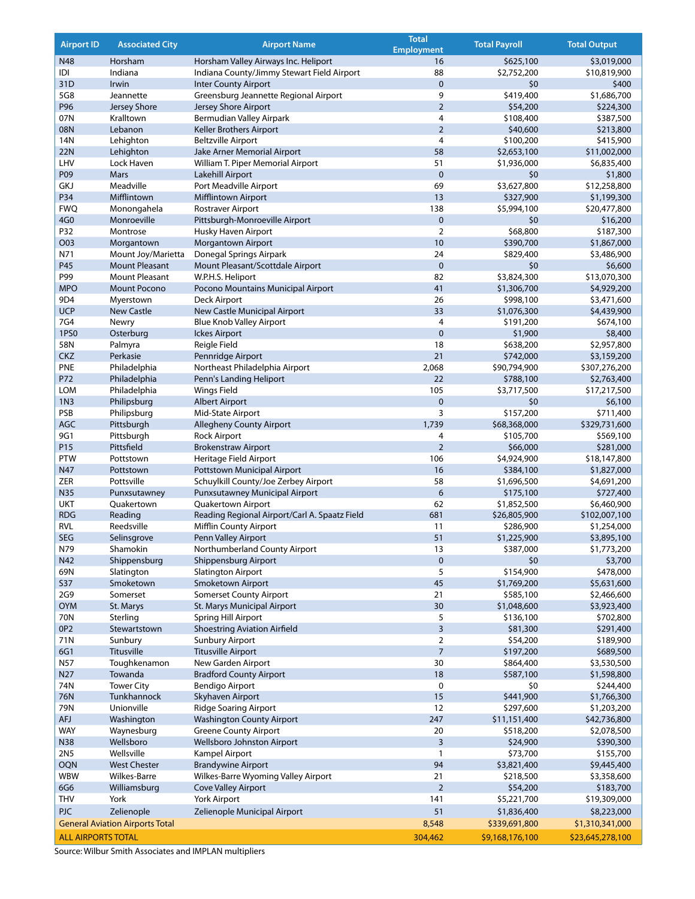| Airport ID | Associated City | Airport Name | Total Employment | Total Payroll | Total Output |
|---|---|---|---|---|---|
| N48 | Horsham | Horsham Valley Airways Inc. Heliport | 16 | $625,100 | $3,019,000 |
| IDI | Indiana | Indiana County/Jimmy Stewart Field Airport | 88 | $2,752,200 | $10,819,900 |
| 31D | Irwin | Inter County Airport | 0 | $0 | $400 |
| 5G8 | Jeannette | Greensburg Jeannette Regional Airport | 9 | $419,400 | $1,686,700 |
| P96 | Jersey Shore | Jersey Shore Airport | 2 | $54,200 | $224,300 |
| 07N | Kralltown | Bermudian Valley Airpark | 4 | $108,400 | $387,500 |
| 08N | Lebanon | Keller Brothers Airport | 2 | $40,600 | $213,800 |
| 14N | Lehighton | Beltzville Airport | 4 | $100,200 | $415,900 |
| 22N | Lehighton | Jake Arner Memorial Airport | 58 | $2,653,100 | $11,002,000 |
| LHV | Lock Haven | William T. Piper Memorial Airport | 51 | $1,936,000 | $6,835,400 |
| P09 | Mars | Lakehill Airport | 0 | $0 | $1,800 |
| GKJ | Meadville | Port Meadville Airport | 69 | $3,627,800 | $12,258,800 |
| P34 | Mifflintown | Mifflintown Airport | 13 | $327,900 | $1,199,300 |
| FWQ | Monongahela | Rostraver Airport | 138 | $5,994,100 | $20,477,800 |
| 4G0 | Monroeville | Pittsburgh-Monroeville Airport | 0 | $0 | $16,200 |
| P32 | Montrose | Husky Haven Airport | 2 | $68,800 | $187,300 |
| O03 | Morgantown | Morgantown Airport | 10 | $390,700 | $1,867,000 |
| N71 | Mount Joy/Marietta | Donegal Springs Airpark | 24 | $829,400 | $3,486,900 |
| P45 | Mount Pleasant | Mount Pleasant/Scottdale Airport | 0 | $0 | $6,600 |
| P99 | Mount Pleasant | W.P.H.S. Heliport | 82 | $3,824,300 | $13,070,300 |
| MPO | Mount Pocono | Pocono Mountains Municipal Airport | 41 | $1,306,700 | $4,929,200 |
| 9D4 | Myerstown | Deck Airport | 26 | $998,100 | $3,471,600 |
| UCP | New Castle | New Castle Municipal Airport | 33 | $1,076,300 | $4,439,900 |
| 7G4 | Newry | Blue Knob Valley Airport | 4 | $191,200 | $674,100 |
| 1PS0 | Osterburg | Ickes Airport | 0 | $1,900 | $8,400 |
| 58N | Palmyra | Reigle Field | 18 | $638,200 | $2,957,800 |
| CKZ | Perkasie | Pennridge Airport | 21 | $742,000 | $3,159,200 |
| PNE | Philadelphia | Northeast Philadelphia Airport | 2,068 | $90,794,900 | $307,276,200 |
| P72 | Philadelphia | Penn's Landing Heliport | 22 | $788,100 | $2,763,400 |
| LOM | Philadelphia | Wings Field | 105 | $3,717,500 | $17,217,500 |
| 1N3 | Philipsburg | Albert Airport | 0 | $0 | $6,100 |
| PSB | Philipsburg | Mid-State Airport | 3 | $157,200 | $711,400 |
| AGC | Pittsburgh | Allegheny County Airport | 1,739 | $68,368,000 | $329,731,600 |
| 9G1 | Pittsburgh | Rock Airport | 4 | $105,700 | $569,100 |
| P15 | Pittsfield | Brokenstraw Airport | 2 | $66,000 | $281,000 |
| PTW | Pottstown | Heritage Field Airport | 106 | $4,924,900 | $18,147,800 |
| N47 | Pottstown | Pottstown Municipal Airport | 16 | $384,100 | $1,827,000 |
| ZER | Pottsville | Schuylkill County/Joe Zerbey Airport | 58 | $1,696,500 | $4,691,200 |
| N35 | Punxsutawney | Punxsutawney Municipal Airport | 6 | $175,100 | $727,400 |
| UKT | Quakertown | Quakertown Airport | 62 | $1,852,500 | $6,460,900 |
| RDG | Reading | Reading Regional Airport/Carl A. Spaatz Field | 681 | $26,805,900 | $102,007,100 |
| RVL | Reedsville | Mifflin County Airport | 11 | $286,900 | $1,254,000 |
| SEG | Selinsgrove | Penn Valley Airport | 51 | $1,225,900 | $3,895,100 |
| N79 | Shamokin | Northumberland County Airport | 13 | $387,000 | $1,773,200 |
| N42 | Shippensburg | Shippensburg Airport | 0 | $0 | $3,700 |
| 69N | Slatington | Slatington Airport | 5 | $154,900 | $478,000 |
| S37 | Smoketown | Smoketown Airport | 45 | $1,769,200 | $5,631,600 |
| 2G9 | Somerset | Somerset County Airport | 21 | $585,100 | $2,466,600 |
| OYM | St. Marys | St. Marys Municipal Airport | 30 | $1,048,600 | $3,923,400 |
| 70N | Sterling | Spring Hill Airport | 5 | $136,100 | $702,800 |
| 0P2 | Stewartstown | Shoestring Aviation Airfield | 3 | $81,300 | $291,400 |
| 71N | Sunbury | Sunbury Airport | 2 | $54,200 | $189,900 |
| 6G1 | Titusville | Titusville Airport | 7 | $197,200 | $689,500 |
| N57 | Toughkenamon | New Garden Airport | 30 | $864,400 | $3,530,500 |
| N27 | Towanda | Bradford County Airport | 18 | $587,100 | $1,598,800 |
| 74N | Tower City | Bendigo Airport | 0 | $0 | $244,400 |
| 76N | Tunkhannock | Skyhaven Airport | 15 | $441,900 | $1,766,300 |
| 79N | Unionville | Ridge Soaring Airport | 12 | $297,600 | $1,203,200 |
| AFJ | Washington | Washington County Airport | 247 | $11,151,400 | $42,736,800 |
| WAY | Waynesburg | Greene County Airport | 20 | $518,200 | $2,078,500 |
| N38 | Wellsboro | Wellsboro Johnston Airport | 3 | $24,900 | $390,300 |
| 2N5 | Wellsville | Kampel Airport | 1 | $73,700 | $155,700 |
| OQN | West Chester | Brandywine Airport | 94 | $3,821,400 | $9,445,400 |
| WBW | Wilkes-Barre | Wilkes-Barre Wyoming Valley Airport | 21 | $218,500 | $3,358,600 |
| 6G6 | Williamsburg | Cove Valley Airport | 2 | $54,200 | $183,700 |
| THV | York | York Airport | 141 | $5,221,700 | $19,309,000 |
| PJC | Zelienople | Zelienople Municipal Airport | 51 | $1,836,400 | $8,223,000 |
| General Aviation Airports Total | | | 8,548 | $339,691,800 | $1,310,341,000 |
| ALL AIRPORTS TOTAL | | | 304,462 | $9,168,176,100 | $23,645,278,100 |

Source: Wilbur Smith Associates and IMPLAN multipliers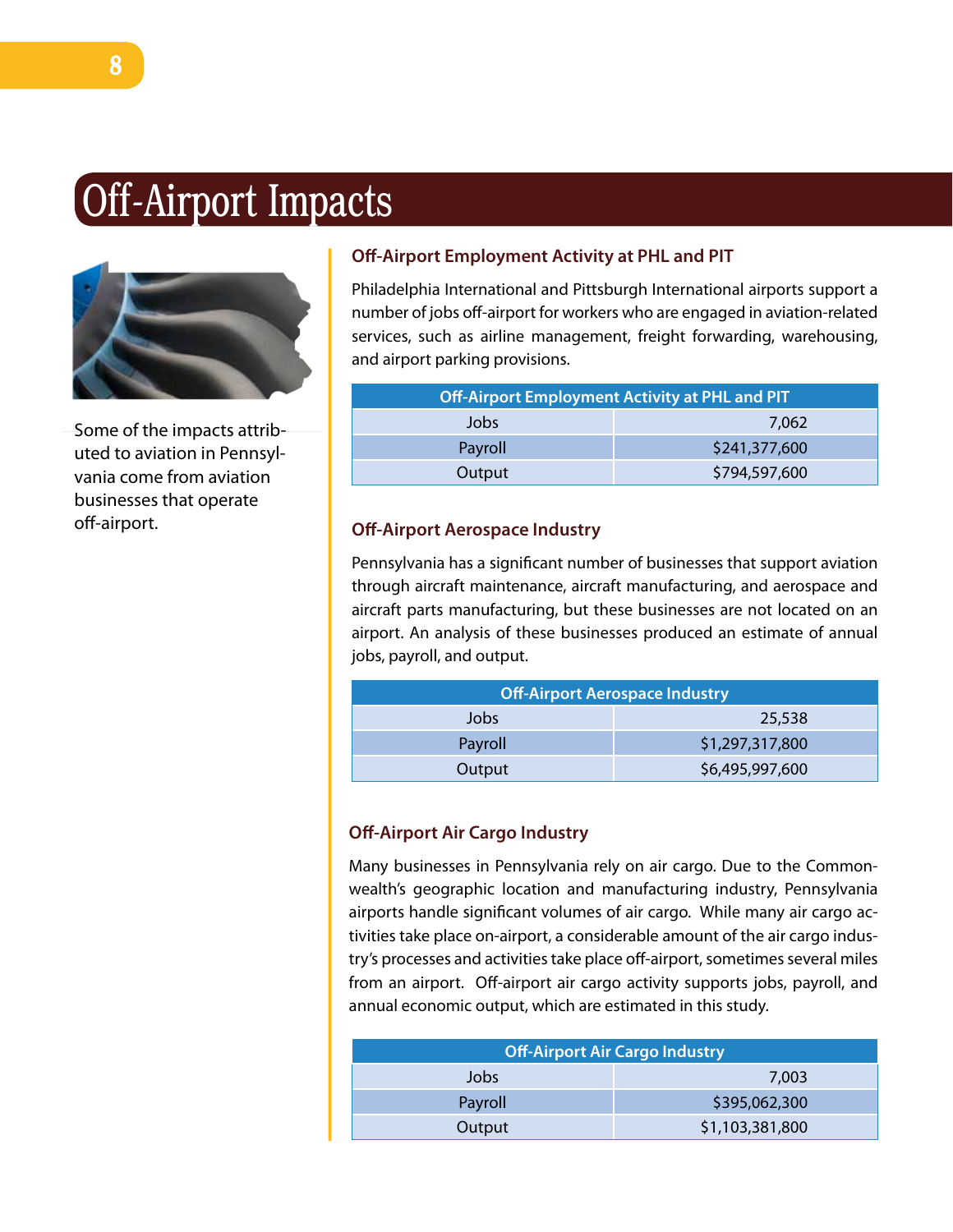# Off-Airport Impacts

Some of the impacts attributed to aviation in Pennsylvania come from aviation businesses that operate off-airport.

## Off-Airport Employment Activity at PHL and PIT

Philadelphia International and Pittsburgh International airports support a number of jobs off-airport for workers who are engaged in aviation-related services, such as airline management, freight forwarding, warehousing, and airport parking provisions.

| Off-Airport Employment Activity at PHL and PIT | |
|---|---|
| Jobs | 7,062 |
| Payroll | $241,377,600 |
| Output | $794,597,600 |

## Off-Airport Aerospace Industry

Pennsylvania has a significant number of businesses that support aviation through aircraft maintenance, aircraft manufacturing, and aerospace and aircraft parts manufacturing, but these businesses are not located on an airport. An analysis of these businesses produced an estimate of annual jobs, payroll, and output.

| Off-Airport Aerospace Industry | |
|---|---|
| Jobs | 25,538 |
| Payroll | $1,297,317,800 |
| Output | $6,495,997,600 |

## Off-Airport Air Cargo Industry

Many businesses in Pennsylvania rely on air cargo. Due to the Commonwealth's geographic location and manufacturing industry, Pennsylvania airports handle significant volumes of air cargo. While many air cargo activities take place on-airport, a considerable amount of the air cargo industry's processes and activities take place off-airport, sometimes several miles from an airport. Off-airport air cargo activity supports jobs, payroll, and annual economic output, which are estimated in this study.

| Off-Airport Air Cargo Industry | |
|---|---|
| Jobs | 7,003 |
| Payroll | $395,062,300 |
| Output | $1,103,381,800 |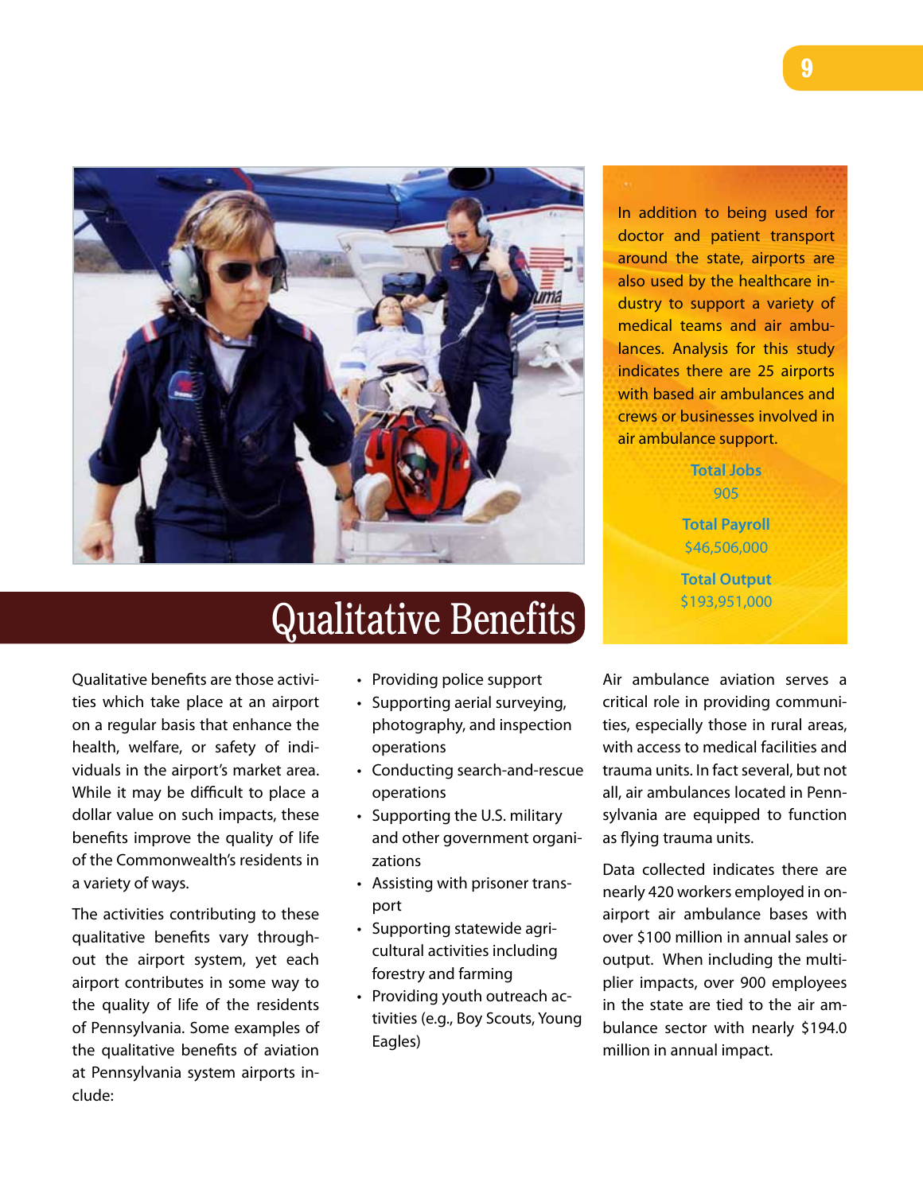# Qualitative Benefits

Qualitative benefits are those activities which take place at an airport on a regular basis that enhance the health, welfare, or safety of individuals in the airport's market area. While it may be difficult to place a dollar value on such impacts, these benefits improve the quality of life of the Commonwealth's residents in a variety of ways.

The activities contributing to these qualitative benefits vary throughout the airport system, yet each airport contributes in some way to the quality of life of the residents of Pennsylvania. Some examples of the qualitative benefits of aviation at Pennsylvania system airports include:

- Providing police support
- Supporting aerial surveying, photography, and inspection operations
- Conducting search-and-rescue operations
- Supporting the U.S. military and other government organizations
- Assisting with prisoner transport
- Supporting statewide agricultural activities including forestry and farming
- Providing youth outreach activities (e.g., Boy Scouts, Young Eagles)

In addition to being used for doctor and patient transport around the state, airports are also used by the healthcare industry to support a variety of medical teams and air ambulances. Analysis for this study indicates there are 25 airports with based air ambulances and crews or businesses involved in air ambulance support.

**Total Jobs**
905

**Total Payroll**
$46,506,000

**Total Output**
$193,951,000

Air ambulance aviation serves a critical role in providing communities, especially those in rural areas, with access to medical facilities and trauma units. In fact several, but not all, air ambulances located in Pennsylvania are equipped to function as flying trauma units.

Data collected indicates there are nearly 420 workers employed in on-airport air ambulance bases with over $100 million in annual sales or output. When including the multiplier impacts, over 900 employees in the state are tied to the air ambulance sector with nearly $194.0 million in annual impact.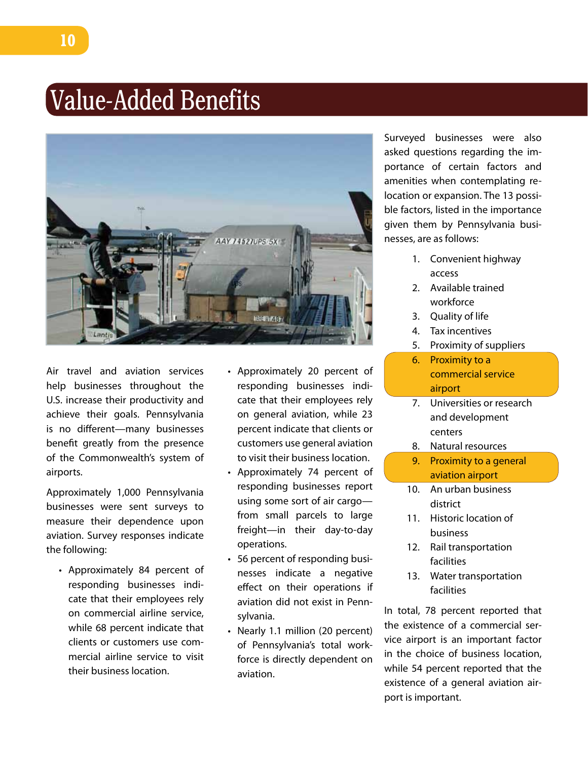# Value-Added Benefits

Air travel and aviation services help businesses throughout the U.S. increase their productivity and achieve their goals. Pennsylvania is no different—many businesses benefit greatly from the presence of the Commonwealth's system of airports.

Approximately 1,000 Pennsylvania businesses were sent surveys to measure their dependence upon aviation. Survey responses indicate the following:

- Approximately 84 percent of responding businesses indicate that their employees rely on commercial airline service, while 68 percent indicate that clients or customers use commercial airline service to visit their business location.
- Approximately 20 percent of responding businesses indicate that their employees rely on general aviation, while 23 percent indicate that clients or customers use general aviation to visit their business location.
- Approximately 74 percent of responding businesses report using some sort of air cargo—from small parcels to large freight—in their day-to-day operations.
- 56 percent of responding businesses indicate a negative effect on their operations if aviation did not exist in Pennsylvania.
- Nearly 1.1 million (20 percent) of Pennsylvania's total workforce is directly dependent on aviation.

Surveyed businesses were also asked questions regarding the importance of certain factors and amenities when contemplating relocation or expansion. The 13 possible factors, listed in the importance given them by Pennsylvania businesses, are as follows:

1. Convenient highway access
2. Available trained workforce
3. Quality of life
4. Tax incentives
5. Proximity of suppliers
6. **Proximity to a commercial service airport**
7. Universities or research and development centers
8. Natural resources
9. **Proximity to a general aviation airport**
10. An urban business district
11. Historic location of business
12. Rail transportation facilities
13. Water transportation facilities

In total, 78 percent reported that the existence of a commercial service airport is an important factor in the choice of business location, while 54 percent reported that the existence of a general aviation airport is important.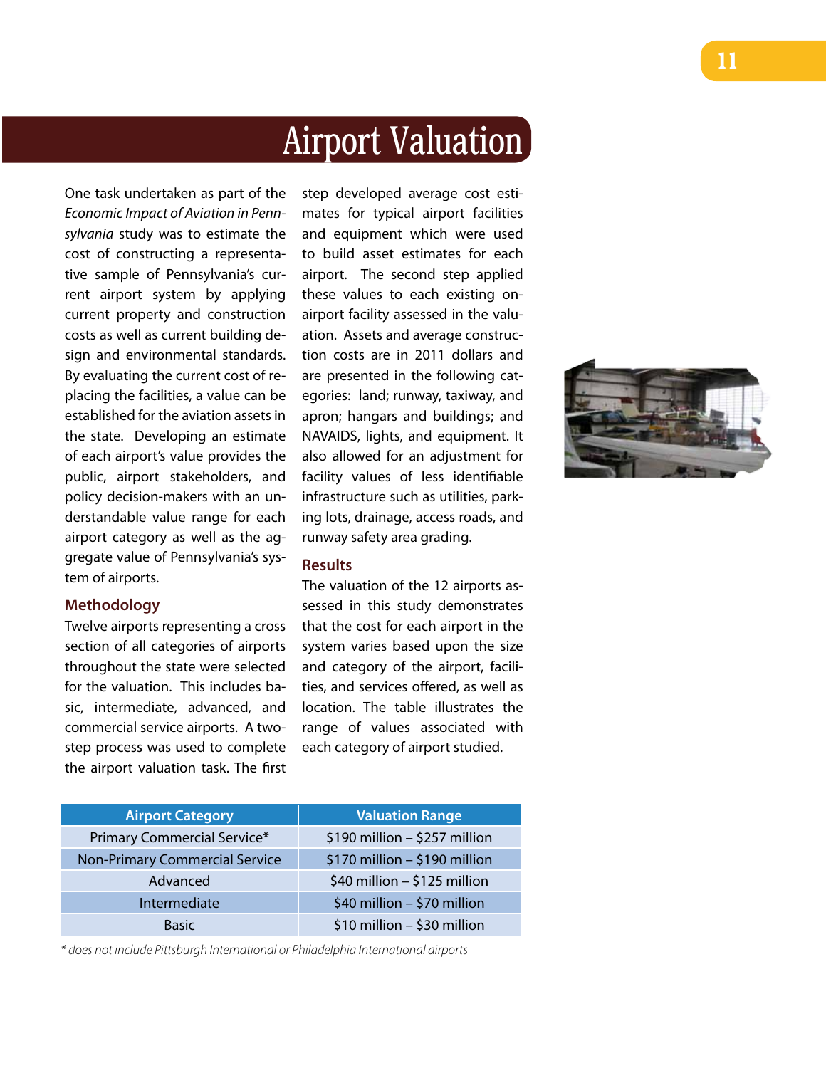# Airport Valuation

One task undertaken as part of the *Economic Impact of Aviation in Pennsylvania* study was to estimate the cost of constructing a representative sample of Pennsylvania's current airport system by applying current property and construction costs as well as current building design and environmental standards. By evaluating the current cost of replacing the facilities, a value can be established for the aviation assets in the state. Developing an estimate of each airport's value provides the public, airport stakeholders, and policy decision-makers with an understandable value range for each airport category as well as the aggregate value of Pennsylvania's system of airports.

## Methodology

Twelve airports representing a cross section of all categories of airports throughout the state were selected for the valuation. This includes basic, intermediate, advanced, and commercial service airports. A two-step process was used to complete the airport valuation task. The first step developed average cost estimates for typical airport facilities and equipment which were used to build asset estimates for each airport. The second step applied these values to each existing on-airport facility assessed in the valuation. Assets and average construction costs are in 2011 dollars and are presented in the following categories: land; runway, taxiway, and apron; hangars and buildings; and NAVAIDS, lights, and equipment. It also allowed for an adjustment for facility values of less identifiable infrastructure such as utilities, parking lots, drainage, access roads, and runway safety area grading.

## Results

The valuation of the 12 airports assessed in this study demonstrates that the cost for each airport in the system varies based upon the size and category of the airport, facilities, and services offered, as well as location. The table illustrates the range of values associated with each category of airport studied.

| Airport Category | Valuation Range |
|---|---|
| Primary Commercial Service* | $190 million – $257 million |
| Non-Primary Commercial Service | $170 million – $190 million |
| Advanced | $40 million – $125 million |
| Intermediate | $40 million – $70 million |
| Basic | $10 million – $30 million |

*\* does not include Pittsburgh International or Philadelphia International airports*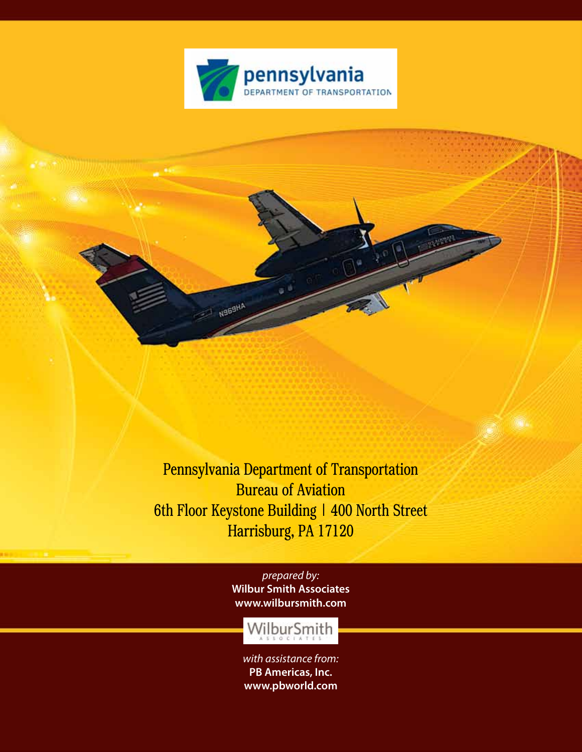pennsylvania
DEPARTMENT OF TRANSPORTATION

Pennsylvania Department of Transportation
Bureau of Aviation
6th Floor Keystone Building | 400 North Street
Harrisburg, PA 17120

*prepared by:*
**Wilbur Smith Associates**
**www.wilbursmith.com**

WilburSmith
ASSOCIATES

*with assistance from:*
**PB Americas, Inc.**
**www.pbworld.com**